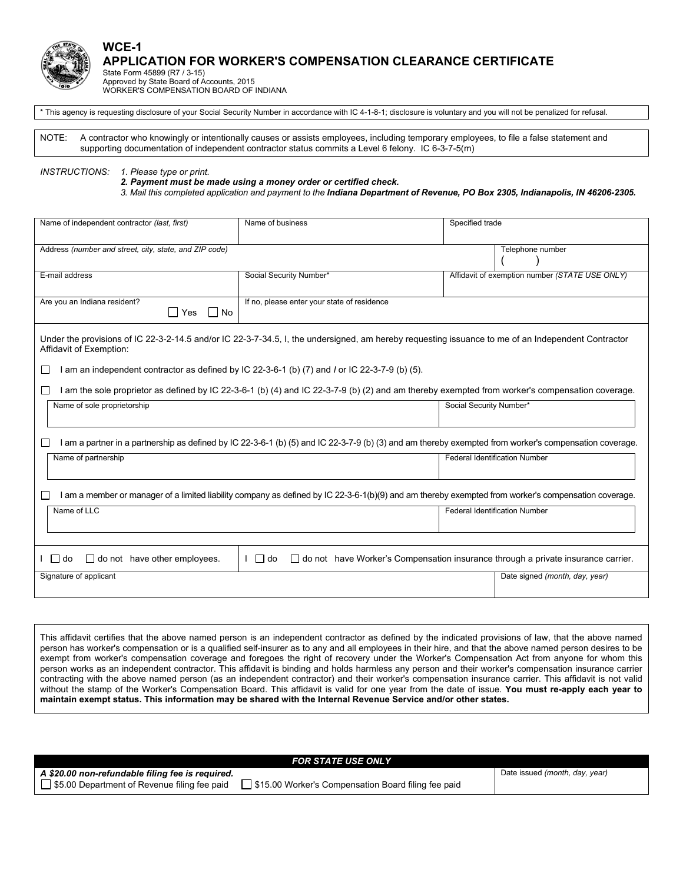# WCE-1

## APPLICATION FOR WORKER'S COMPENSATION CLEARANCE CERTIFICATE

State Form 45899 (R7 / 3-15)
Approved by State Board of Accounts, 2015
WORKER'S COMPENSATION BOARD OF INDIANA

\* This agency is requesting disclosure of your Social Security Number in accordance with IC 4-1-8-1; disclosure is voluntary and you will not be penalized for refusal.

NOTE: A contractor who knowingly or intentionally causes or assists employees, including temporary employees, to file a false statement and supporting documentation of independent contractor status commits a Level 6 felony. IC 6-3-7-5(m)

*INSTRUCTIONS:* *1. Please type or print.*
***2. Payment must be made using a money order or certified check.***
*3. Mail this completed application and payment to the **Indiana Department of Revenue, PO Box 2305, Indianapolis, IN 46206-2305.***

| Name of independent contractor *(last, first)* | Name of business | Specified trade | |
|---|---|---|---|
| Address *(number and street, city, state, and ZIP code)* | | | Telephone number ( ) |
| E-mail address | Social Security Number* | Affidavit of exemption number *(STATE USE ONLY)* | |
| Are you an Indiana resident? ☐ Yes ☐ No | If no, please enter your state of residence | | |

Under the provisions of IC 22-3-2-14.5 and/or IC 22-3-7-34.5, I, the undersigned, am hereby requesting issuance to me of an Independent Contractor Affidavit of Exemption:

☐ I am an independent contractor as defined by IC 22-3-6-1 (b) (7) and *I* or IC 22-3-7-9 (b) (5).

☐ I am the sole proprietor as defined by IC 22-3-6-1 (b) (4) and IC 22-3-7-9 (b) (2) and am thereby exempted from worker's compensation coverage.

| Name of sole proprietorship | Social Security Number* |
|---|---|
| | |

☐ I am a partner in a partnership as defined by IC 22-3-6-1 (b) (5) and IC 22-3-7-9 (b) (3) and am thereby exempted from worker's compensation coverage.

| Name of partnership | Federal Identification Number |
|---|---|
| | |

☐ I am a member or manager of a limited liability company as defined by IC 22-3-6-1(b)(9) and am thereby exempted from worker's compensation coverage.

| Name of LLC | Federal Identification Number |
|---|---|
| | |

| I ☐ do ☐ do not have other employees. | I ☐ do ☐ do not have Worker's Compensation insurance through a private insurance carrier. |
|---|---|
| Signature of applicant | Date signed *(month, day, year)* |

This affidavit certifies that the above named person is an independent contractor as defined by the indicated provisions of law, that the above named person has worker's compensation or is a qualified self-insurer as to any and all employees in their hire, and that the above named person desires to be exempt from worker's compensation coverage and foregoes the right of recovery under the Worker's Compensation Act from anyone for whom this person works as an independent contractor. This affidavit is binding and holds harmless any person and their worker's compensation insurance carrier contracting with the above named person (as an independent contractor) and their worker's compensation insurance carrier. This affidavit is not valid without the stamp of the Worker's Compensation Board. This affidavit is valid for one year from the date of issue. **You must re-apply each year to maintain exempt status. This information may be shared with the Internal Revenue Service and/or other states.**

| *FOR STATE USE ONLY* | |
|---|---|
| ***A $20.00 non-refundable filing fee is required.*** ☐ $5.00 Department of Revenue filing fee paid ☐ $15.00 Worker's Compensation Board filing fee paid | Date issued *(month, day, year)* |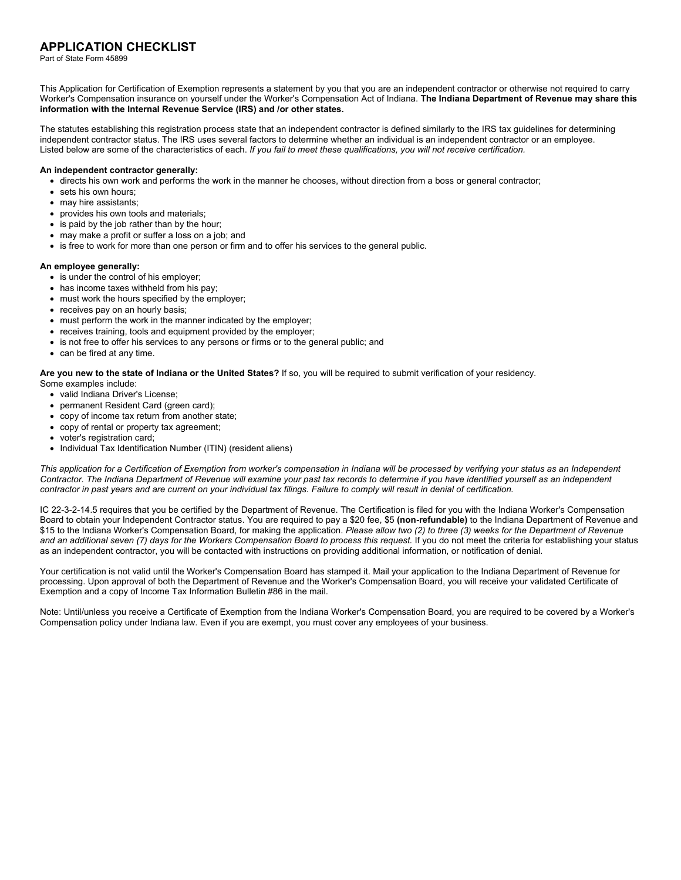# APPLICATION CHECKLIST

Part of State Form 45899

This Application for Certification of Exemption represents a statement by you that you are an independent contractor or otherwise not required to carry Worker's Compensation insurance on yourself under the Worker's Compensation Act of Indiana. **The Indiana Department of Revenue may share this information with the Internal Revenue Service (IRS) and /or other states.**

The statutes establishing this registration process state that an independent contractor is defined similarly to the IRS tax guidelines for determining independent contractor status. The IRS uses several factors to determine whether an individual is an independent contractor or an employee. Listed below are some of the characteristics of each. *If you fail to meet these qualifications, you will not receive certification.*

**An independent contractor generally:**

- directs his own work and performs the work in the manner he chooses, without direction from a boss or general contractor;
- sets his own hours;
- may hire assistants;
- provides his own tools and materials;
- is paid by the job rather than by the hour;
- may make a profit or suffer a loss on a job; and
- is free to work for more than one person or firm and to offer his services to the general public.

**An employee generally:**

- is under the control of his employer;
- has income taxes withheld from his pay;
- must work the hours specified by the employer;
- receives pay on an hourly basis;
- must perform the work in the manner indicated by the employer;
- receives training, tools and equipment provided by the employer;
- is not free to offer his services to any persons or firms or to the general public; and
- can be fired at any time.

**Are you new to the state of Indiana or the United States?** If so, you will be required to submit verification of your residency.
Some examples include:

- valid Indiana Driver's License;
- permanent Resident Card (green card);
- copy of income tax return from another state;
- copy of rental or property tax agreement;
- voter's registration card;
- Individual Tax Identification Number (ITIN) (resident aliens)

*This application for a Certification of Exemption from worker's compensation in Indiana will be processed by verifying your status as an Independent Contractor. The Indiana Department of Revenue will examine your past tax records to determine if you have identified yourself as an independent contractor in past years and are current on your individual tax filings. Failure to comply will result in denial of certification.*

IC 22-3-2-14.5 requires that you be certified by the Department of Revenue. The Certification is filed for you with the Indiana Worker's Compensation Board to obtain your Independent Contractor status. You are required to pay a $20 fee, $5 **(non-refundable)** to the Indiana Department of Revenue and $15 to the Indiana Worker's Compensation Board, for making the application. *Please allow two (2) to three (3) weeks for the Department of Revenue and an additional seven (7) days for the Workers Compensation Board to process this request.* If you do not meet the criteria for establishing your status as an independent contractor, you will be contacted with instructions on providing additional information, or notification of denial.

Your certification is not valid until the Worker's Compensation Board has stamped it. Mail your application to the Indiana Department of Revenue for processing. Upon approval of both the Department of Revenue and the Worker's Compensation Board, you will receive your validated Certificate of Exemption and a copy of Income Tax Information Bulletin #86 in the mail.

Note: Until/unless you receive a Certificate of Exemption from the Indiana Worker's Compensation Board, you are required to be covered by a Worker's Compensation policy under Indiana law. Even if you are exempt, you must cover any employees of your business.